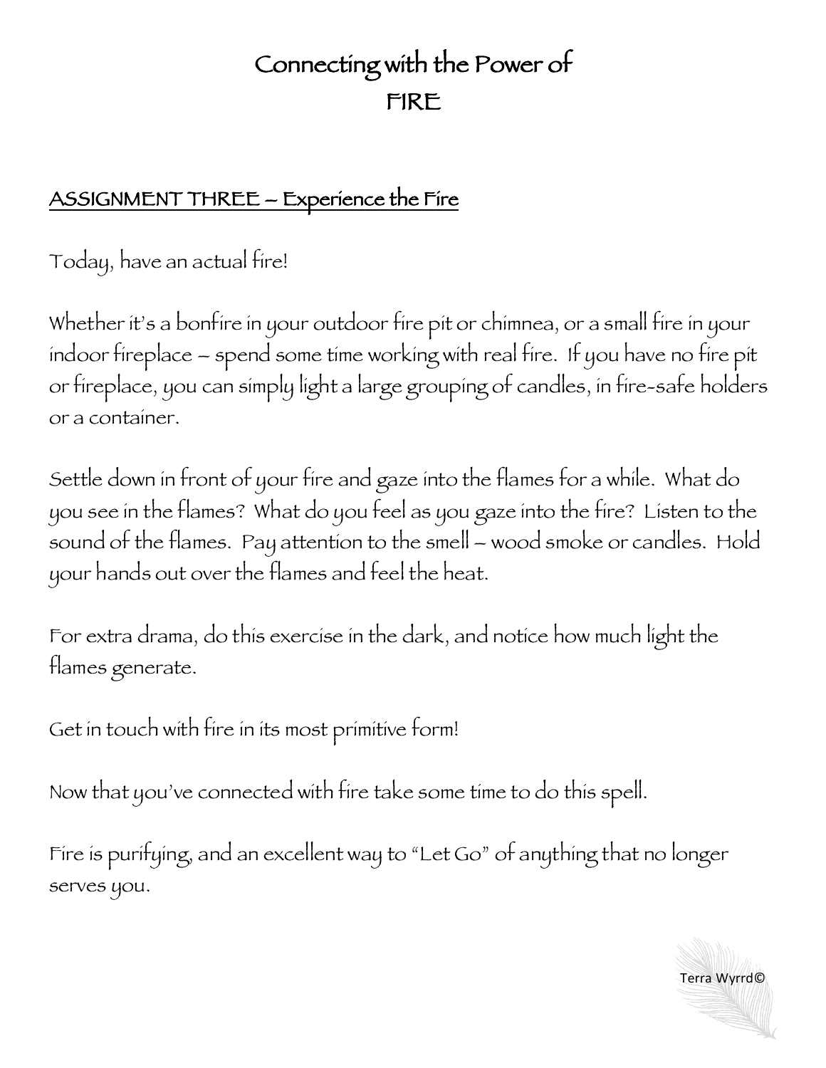# Connecting with the Power of
# FIRE

**ASSIGNMENT THREE – Experience the Fire**

Today, have an actual fire!

Whether it's a bonfire in your outdoor fire pit or chimnea, or a small fire in your indoor fireplace – spend some time working with real fire. If you have no fire pit or fireplace, you can simply light a large grouping of candles, in fire-safe holders or a container.

Settle down in front of your fire and gaze into the flames for a while. What do you see in the flames? What do you feel as you gaze into the fire? Listen to the sound of the flames. Pay attention to the smell – wood smoke or candles. Hold your hands out over the flames and feel the heat.

For extra drama, do this exercise in the dark, and notice how much light the flames generate.

Get in touch with fire in its most primitive form!

Now that you've connected with fire take some time to do this spell.

Fire is purifying, and an excellent way to "Let Go" of anything that no longer serves you.

Terra Wyrrd©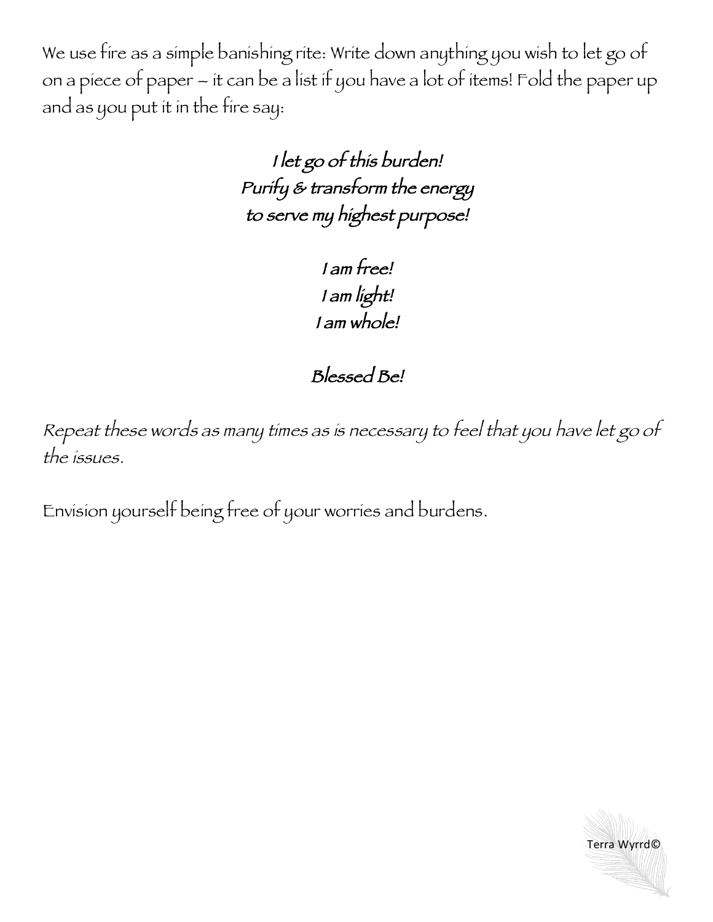We use fire as a simple banishing rite: Write down anything you wish to let go of on a piece of paper – it can be a list if you have a lot of items! Fold the paper up and as you put it in the fire say:

*I let go of this burden!*
*Purify & transform the energy*
*to serve my highest purpose!*

*I am free!*
*I am light!*
*I am whole!*

*Blessed Be!*

*Repeat these words as many times as is necessary to feel that you have let go of the issues.*

Envision yourself being free of your worries and burdens.

Terra Wyrrd©